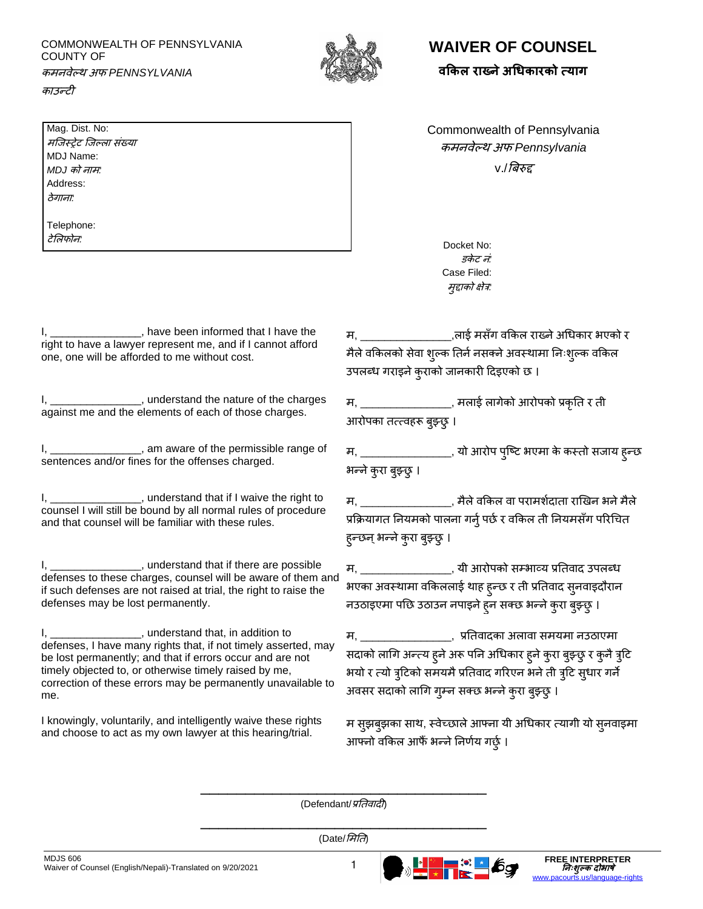COMMONWEALTH OF PENNSYLVANIA
COUNTY OF
*कमनवेल्थ अफ PENNSYLVANIA*
*काउन्टी*

# WAIVER OF COUNSEL
## वकिल राख्ने अधिकारको त्याग

Mag. Dist. No:
*मजिस्ट्रेट जिल्ला संख्या*
MDJ Name:
*MDJ को नाम:*
Address:
*ठेगाना:*

Telephone:
*टेलिफोन:*

Commonwealth of Pennsylvania
*कमनवेल्थ अफ Pennsylvania*
v./*बिरुद्द*

Docket No:
*डकेट नं:*
Case Filed:
*मुद्दाको क्षेत्र:*

I, _______________, have been informed that I have the right to have a lawyer represent me, and if I cannot afford one, one will be afforded to me without cost.

म, _______________,लाई मसँग वकिल राख्ने अधिकार भएको र मैले वकिलको सेवा शुल्क तिर्न नसक्ने अवस्थामा निःशुल्क वकिल उपलब्ध गराइने कुराको जानकारी दिइएको छ ।

I, _______________, understand the nature of the charges against me and the elements of each of those charges.

म, _______________, मलाई लागेको आरोपको प्रकृति र ती आरोपका तत्त्वहरू बुझ्छु ।

I, _______________, am aware of the permissible range of sentences and/or fines for the offenses charged.

म, _______________, यो आरोप पुष्टि भएमा के कस्तो सजाय हुन्छ भन्ने कुरा बुझ्छु ।

I, _______________, understand that if I waive the right to counsel I will still be bound by all normal rules of procedure and that counsel will be familiar with these rules.

म, _______________, मैले वकिल वा परामर्शदाता राखिन भने मैले प्रक्रियागत नियमको पालना गर्नु पर्छ र वकिल ती नियमसँग परिचित हुन्छन् भन्ने कुरा बुझ्छु ।

I, _______________, understand that if there are possible defenses to these charges, counsel will be aware of them and if such defenses are not raised at trial, the right to raise the defenses may be lost permanently.

म, _______________, यी आरोपको सम्भाव्य प्रतिवाद उपलब्ध भएका अवस्थामा वकिललाई थाह हुन्छ र ती प्रतिवाद सुनवाइदौरान नउठाइएमा पछि उठाउन नपाइने हुन सक्छ भन्ने कुरा बुझ्छु ।

I, _______________, understand that, in addition to defenses, I have many rights that, if not timely asserted, may be lost permanently; and that if errors occur and are not timely objected to, or otherwise timely raised by me, correction of these errors may be permanently unavailable to me.

म, _______________, प्रतिवादका अलावा समयमा नउठाएमा सदाको लागि अन्त्य हुने अरू पनि अधिकार हुने कुरा बुझ्छु र कुनै त्रुटि भयो र त्यो त्रुटिको समयमै प्रतिवाद गरिएन भने ती त्रुटि सुधार गर्ने अवसर सदाको लागि गुम्न सक्छ भन्ने कुरा बुझ्छु ।

I knowingly, voluntarily, and intelligently waive these rights and choose to act as my own lawyer at this hearing/trial.

म सुझबुझका साथ, स्वेच्छाले आफ्ना यी अधिकार त्यागी यो सुनवाइमा आफ्नो वकिल आफैं भन्ने निर्णय गर्छु ।

_______________________________________
(Defendant/ *प्रतिवादी*)

_______________________________________
(Date/ *मिति*)

MDJS 606
Waiver of Counsel (English/Nepali)-Translated on 9/20/2021

FREE INTERPRETER
*निःशुल्क दोभाषे*
www.pacourts.us/language-rights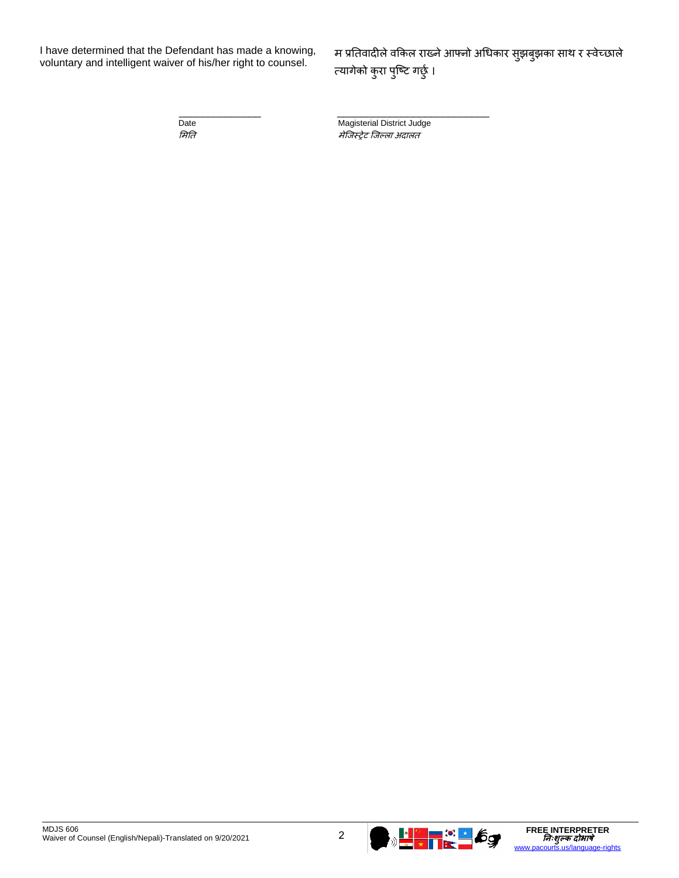I have determined that the Defendant has made a knowing, voluntary and intelligent waiver of his/her right to counsel.

म प्रतिवादीले वकिल राख्ने आफ्नो अधिकार सुझबुझका साथ र स्वेच्छाले त्यागेको कुरा पुष्टि गर्छु ।

\_\_\_\_\_\_\_\_\_\_\_\_\_\_\_\_\_\_ \_\_\_\_\_\_\_\_\_\_\_\_\_\_\_\_\_\_\_\_\_\_\_\_\_\_\_\_\_\_\_\_\_

Date
*मिति*

Magisterial District Judge
*मेजिस्ट्रेट जिल्ला अदालत*

MDJS 606
Waiver of Counsel (English/Nepali)-Translated on 9/20/2021

**FREE INTERPRETER**
***निःशुल्क दोभाषे***
www.pacourts.us/language-rights